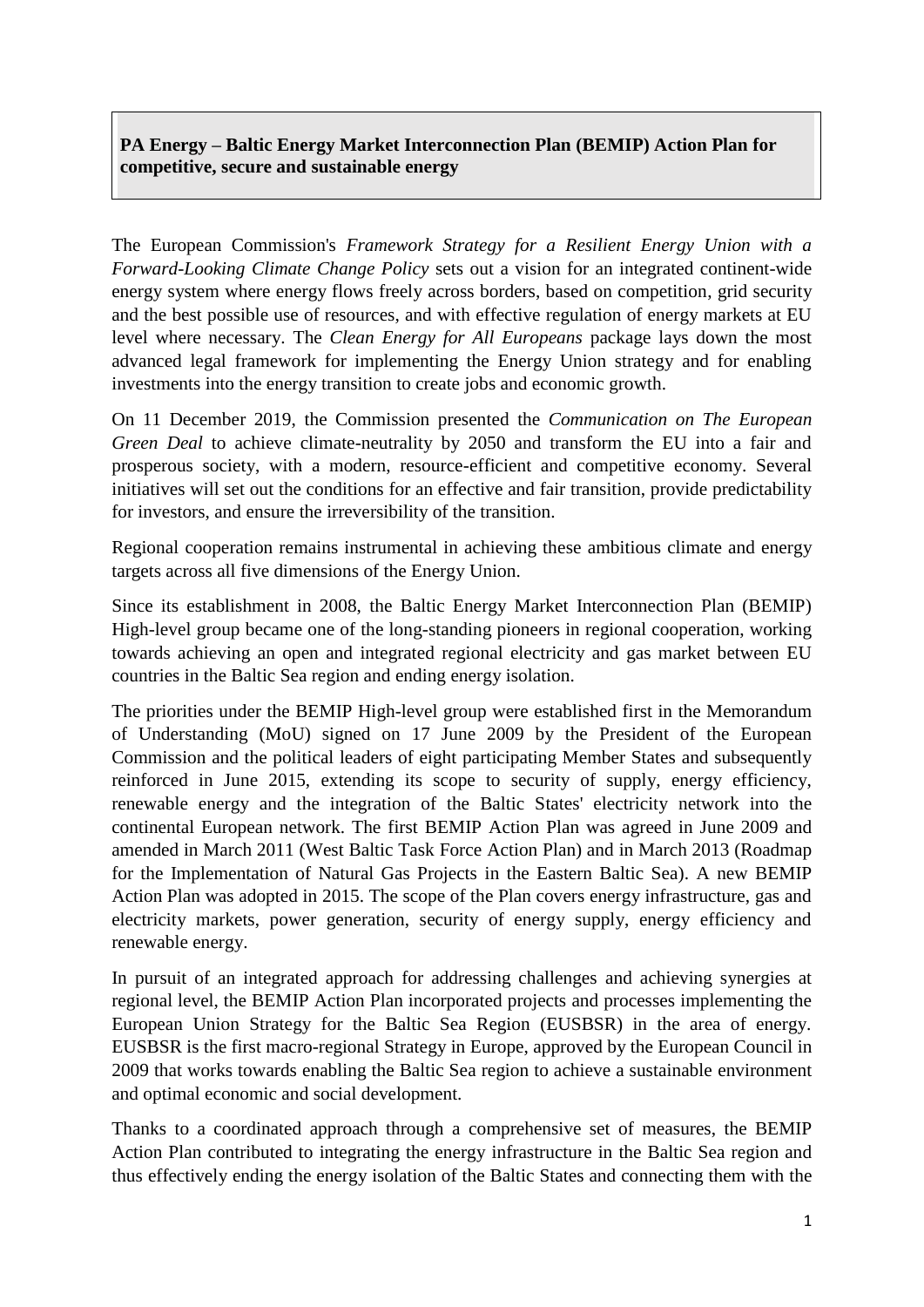**PA Energy – Baltic Energy Market Interconnection Plan (BEMIP) Action Plan for competitive, secure and sustainable energy**

The European Commission's *Framework Strategy for a Resilient Energy Union with a Forward-Looking Climate Change Policy* sets out a vision for an integrated continent-wide energy system where energy flows freely across borders, based on competition, grid security and the best possible use of resources, and with effective regulation of energy markets at EU level where necessary. The *Clean Energy for All Europeans* package lays down the most advanced legal framework for implementing the Energy Union strategy and for enabling investments into the energy transition to create jobs and economic growth.

On 11 December 2019, the Commission presented the *Communication on The European Green Deal* to achieve climate-neutrality by 2050 and transform the EU into a fair and prosperous society, with a modern, resource-efficient and competitive economy. Several initiatives will set out the conditions for an effective and fair transition, provide predictability for investors, and ensure the irreversibility of the transition.

Regional cooperation remains instrumental in achieving these ambitious climate and energy targets across all five dimensions of the Energy Union.

Since its establishment in 2008, the Baltic Energy Market Interconnection Plan (BEMIP) High-level group became one of the long-standing pioneers in regional cooperation, working towards achieving an open and integrated regional electricity and gas market between EU countries in the Baltic Sea region and ending energy isolation.

The priorities under the BEMIP High-level group were established first in the Memorandum of Understanding (MoU) signed on 17 June 2009 by the President of the European Commission and the political leaders of eight participating Member States and subsequently reinforced in June 2015, extending its scope to security of supply, energy efficiency, renewable energy and the integration of the Baltic States' electricity network into the continental European network. The first BEMIP Action Plan was agreed in June 2009 and amended in March 2011 (West Baltic Task Force Action Plan) and in March 2013 (Roadmap for the Implementation of Natural Gas Projects in the Eastern Baltic Sea). A new BEMIP Action Plan was adopted in 2015. The scope of the Plan covers energy infrastructure, gas and electricity markets, power generation, security of energy supply, energy efficiency and renewable energy.

In pursuit of an integrated approach for addressing challenges and achieving synergies at regional level, the BEMIP Action Plan incorporated projects and processes implementing the European Union Strategy for the Baltic Sea Region (EUSBSR) in the area of energy. EUSBSR is the first macro-regional Strategy in Europe, approved by the European Council in 2009 that works towards enabling the Baltic Sea region to achieve a sustainable environment and optimal economic and social development.

Thanks to a coordinated approach through a comprehensive set of measures, the BEMIP Action Plan contributed to integrating the energy infrastructure in the Baltic Sea region and thus effectively ending the energy isolation of the Baltic States and connecting them with the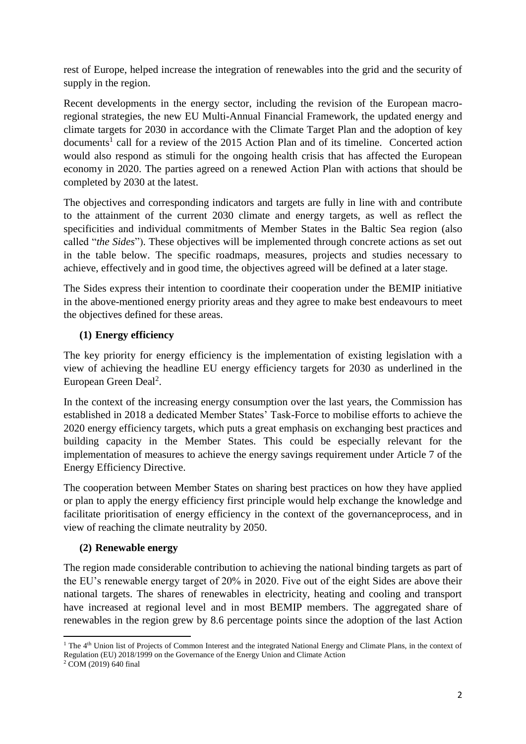rest of Europe, helped increase the integration of renewables into the grid and the security of supply in the region.

Recent developments in the energy sector, including the revision of the European macro-regional strategies, the new EU Multi-Annual Financial Framework, the updated energy and climate targets for 2030 in accordance with the Climate Target Plan and the adoption of key documents[1] call for a review of the 2015 Action Plan and of its timeline. Concerted action would also respond as stimuli for the ongoing health crisis that has affected the European economy in 2020. The parties agreed on a renewed Action Plan with actions that should be completed by 2030 at the latest.

The objectives and corresponding indicators and targets are fully in line with and contribute to the attainment of the current 2030 climate and energy targets, as well as reflect the specificities and individual commitments of Member States in the Baltic Sea region (also called "*the Sides*"). These objectives will be implemented through concrete actions as set out in the table below. The specific roadmaps, measures, projects and studies necessary to achieve, effectively and in good time, the objectives agreed will be defined at a later stage.

The Sides express their intention to coordinate their cooperation under the BEMIP initiative in the above-mentioned energy priority areas and they agree to make best endeavours to meet the objectives defined for these areas.

### (1) Energy efficiency

The key priority for energy efficiency is the implementation of existing legislation with a view of achieving the headline EU energy efficiency targets for 2030 as underlined in the European Green Deal[2].

In the context of the increasing energy consumption over the last years, the Commission has established in 2018 a dedicated Member States' Task-Force to mobilise efforts to achieve the 2020 energy efficiency targets, which puts a great emphasis on exchanging best practices and building capacity in the Member States. This could be especially relevant for the implementation of measures to achieve the energy savings requirement under Article 7 of the Energy Efficiency Directive.

The cooperation between Member States on sharing best practices on how they have applied or plan to apply the energy efficiency first principle would help exchange the knowledge and facilitate prioritisation of energy efficiency in the context of the governanceprocess, and in view of reaching the climate neutrality by 2050.

### (2) Renewable energy

The region made considerable contribution to achieving the national binding targets as part of the EU's renewable energy target of 20% in 2020. Five out of the eight Sides are above their national targets. The shares of renewables in electricity, heating and cooling and transport have increased at regional level and in most BEMIP members. The aggregated share of renewables in the region grew by 8.6 percentage points since the adoption of the last Action

---

[1] The 4th Union list of Projects of Common Interest and the integrated National Energy and Climate Plans, in the context of Regulation (EU) 2018/1999 on the Governance of the Energy Union and Climate Action

[2] COM (2019) 640 final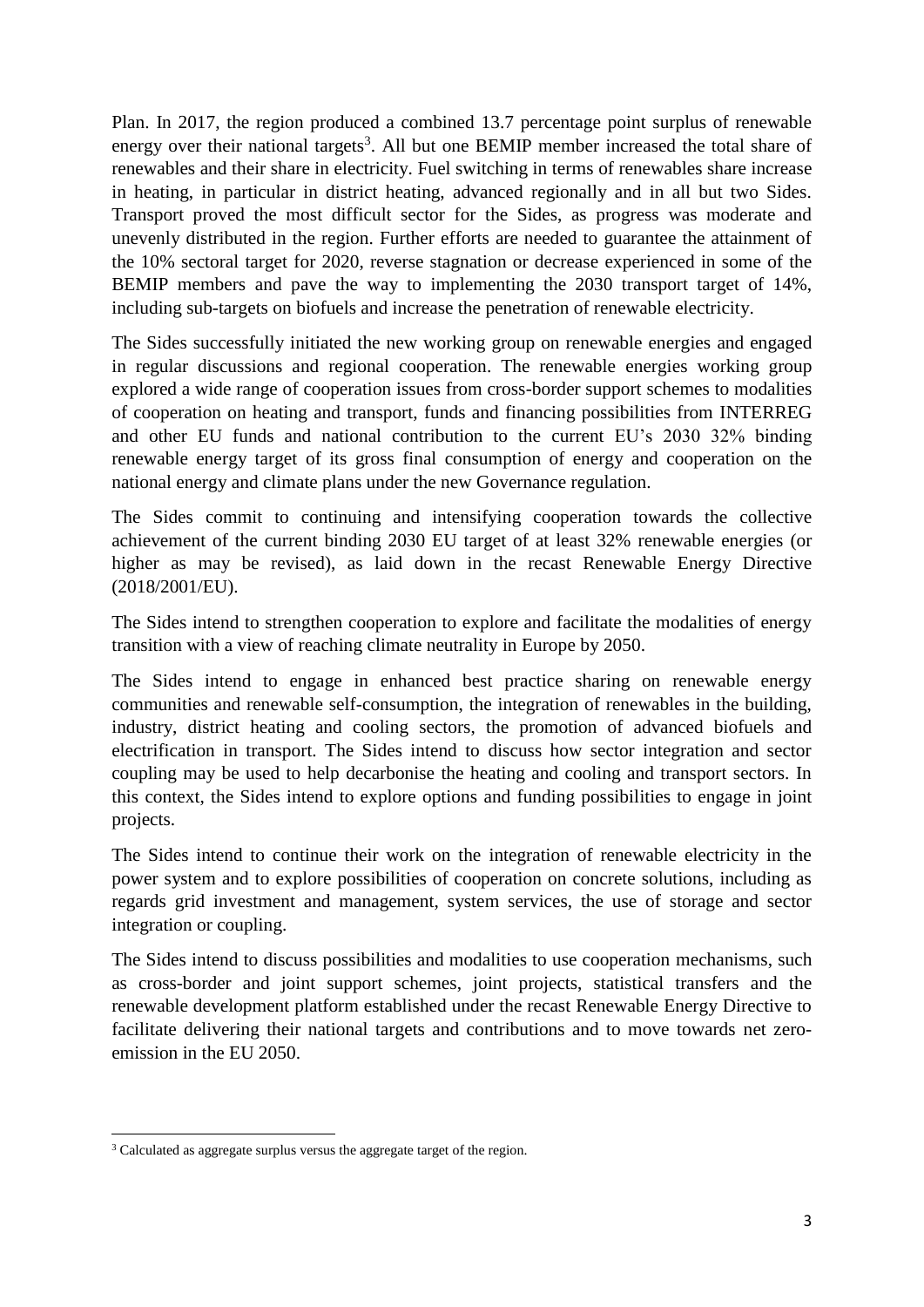Plan. In 2017, the region produced a combined 13.7 percentage point surplus of renewable energy over their national targets[3]. All but one BEMIP member increased the total share of renewables and their share in electricity. Fuel switching in terms of renewables share increase in heating, in particular in district heating, advanced regionally and in all but two Sides. Transport proved the most difficult sector for the Sides, as progress was moderate and unevenly distributed in the region. Further efforts are needed to guarantee the attainment of the 10% sectoral target for 2020, reverse stagnation or decrease experienced in some of the BEMIP members and pave the way to implementing the 2030 transport target of 14%, including sub-targets on biofuels and increase the penetration of renewable electricity.

The Sides successfully initiated the new working group on renewable energies and engaged in regular discussions and regional cooperation. The renewable energies working group explored a wide range of cooperation issues from cross-border support schemes to modalities of cooperation on heating and transport, funds and financing possibilities from INTERREG and other EU funds and national contribution to the current EU's 2030 32% binding renewable energy target of its gross final consumption of energy and cooperation on the national energy and climate plans under the new Governance regulation.

The Sides commit to continuing and intensifying cooperation towards the collective achievement of the current binding 2030 EU target of at least 32% renewable energies (or higher as may be revised), as laid down in the recast Renewable Energy Directive (2018/2001/EU).

The Sides intend to strengthen cooperation to explore and facilitate the modalities of energy transition with a view of reaching climate neutrality in Europe by 2050.

The Sides intend to engage in enhanced best practice sharing on renewable energy communities and renewable self-consumption, the integration of renewables in the building, industry, district heating and cooling sectors, the promotion of advanced biofuels and electrification in transport. The Sides intend to discuss how sector integration and sector coupling may be used to help decarbonise the heating and cooling and transport sectors. In this context, the Sides intend to explore options and funding possibilities to engage in joint projects.

The Sides intend to continue their work on the integration of renewable electricity in the power system and to explore possibilities of cooperation on concrete solutions, including as regards grid investment and management, system services, the use of storage and sector integration or coupling.

The Sides intend to discuss possibilities and modalities to use cooperation mechanisms, such as cross-border and joint support schemes, joint projects, statistical transfers and the renewable development platform established under the recast Renewable Energy Directive to facilitate delivering their national targets and contributions and to move towards net zero-emission in the EU 2050.

---

[3] Calculated as aggregate surplus versus the aggregate target of the region.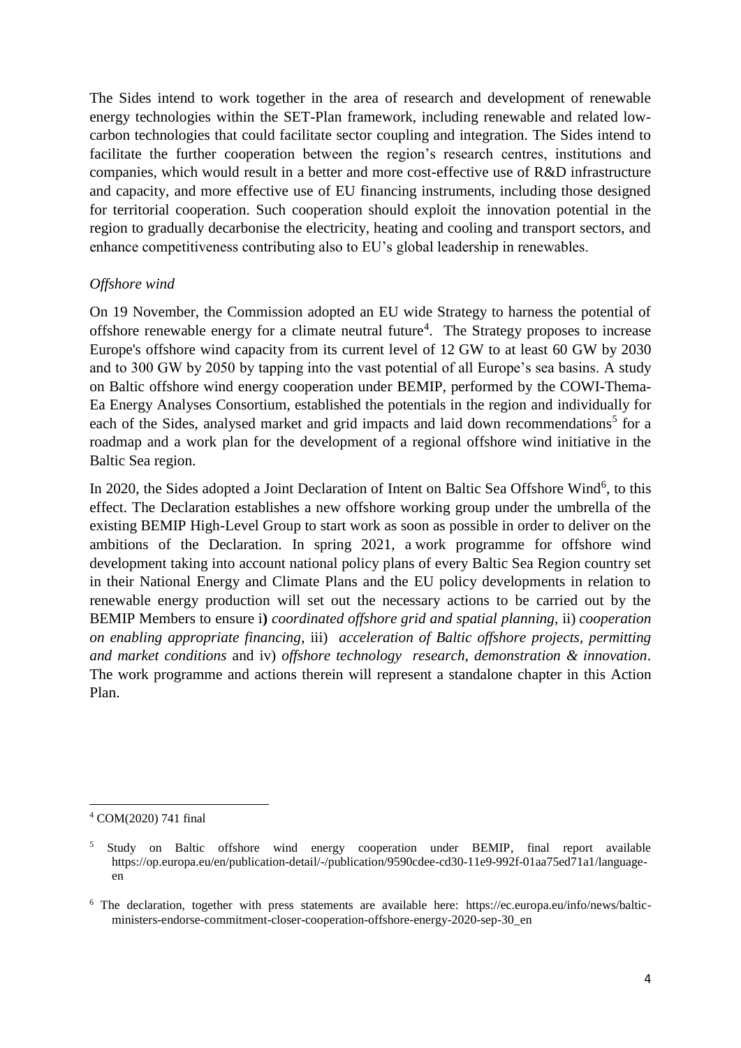The Sides intend to work together in the area of research and development of renewable energy technologies within the SET-Plan framework, including renewable and related low-carbon technologies that could facilitate sector coupling and integration. The Sides intend to facilitate the further cooperation between the region's research centres, institutions and companies, which would result in a better and more cost-effective use of R&D infrastructure and capacity, and more effective use of EU financing instruments, including those designed for territorial cooperation. Such cooperation should exploit the innovation potential in the region to gradually decarbonise the electricity, heating and cooling and transport sectors, and enhance competitiveness contributing also to EU's global leadership in renewables.

*Offshore wind*

On 19 November, the Commission adopted an EU wide Strategy to harness the potential of offshore renewable energy for a climate neutral future[4]. The Strategy proposes to increase Europe's offshore wind capacity from its current level of 12 GW to at least 60 GW by 2030 and to 300 GW by 2050 by tapping into the vast potential of all Europe's sea basins. A study on Baltic offshore wind energy cooperation under BEMIP, performed by the COWI-Thema-Ea Energy Analyses Consortium, established the potentials in the region and individually for each of the Sides, analysed market and grid impacts and laid down recommendations[5] for a roadmap and a work plan for the development of a regional offshore wind initiative in the Baltic Sea region.

In 2020, the Sides adopted a Joint Declaration of Intent on Baltic Sea Offshore Wind[6], to this effect. The Declaration establishes a new offshore working group under the umbrella of the existing BEMIP High-Level Group to start work as soon as possible in order to deliver on the ambitions of the Declaration. In spring 2021, a work programme for offshore wind development taking into account national policy plans of every Baltic Sea Region country set in their National Energy and Climate Plans and the EU policy developments in relation to renewable energy production will set out the necessary actions to be carried out by the BEMIP Members to ensure i) *coordinated offshore grid and spatial planning*, ii) *cooperation on enabling appropriate financing*, iii) *acceleration of Baltic offshore projects, permitting and market conditions* and iv) *offshore technology research, demonstration & innovation*. The work programme and actions therein will represent a standalone chapter in this Action Plan.

---

[4] COM(2020) 741 final

[5] Study on Baltic offshore wind energy cooperation under BEMIP, final report available https://op.europa.eu/en/publication-detail/-/publication/9590cdee-cd30-11e9-992f-01aa75ed71a1/language-en

[6] The declaration, together with press statements are available here: https://ec.europa.eu/info/news/baltic-ministers-endorse-commitment-closer-cooperation-offshore-energy-2020-sep-30_en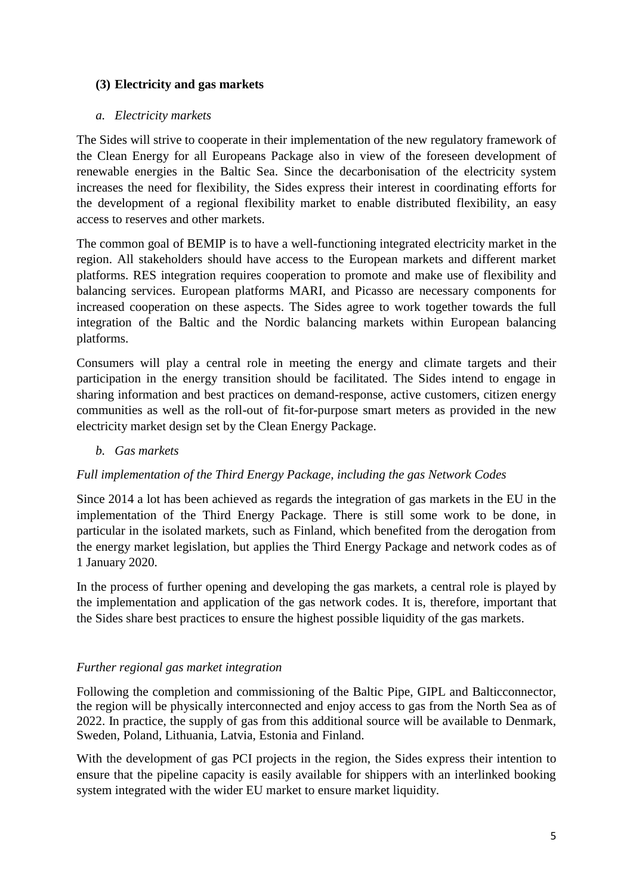### (3) Electricity and gas markets

*a. Electricity markets*

The Sides will strive to cooperate in their implementation of the new regulatory framework of the Clean Energy for all Europeans Package also in view of the foreseen development of renewable energies in the Baltic Sea. Since the decarbonisation of the electricity system increases the need for flexibility, the Sides express their interest in coordinating efforts for the development of a regional flexibility market to enable distributed flexibility, an easy access to reserves and other markets.

The common goal of BEMIP is to have a well-functioning integrated electricity market in the region. All stakeholders should have access to the European markets and different market platforms. RES integration requires cooperation to promote and make use of flexibility and balancing services. European platforms MARI, and Picasso are necessary components for increased cooperation on these aspects. The Sides agree to work together towards the full integration of the Baltic and the Nordic balancing markets within European balancing platforms.

Consumers will play a central role in meeting the energy and climate targets and their participation in the energy transition should be facilitated. The Sides intend to engage in sharing information and best practices on demand-response, active customers, citizen energy communities as well as the roll-out of fit-for-purpose smart meters as provided in the new electricity market design set by the Clean Energy Package.

*b. Gas markets*

*Full implementation of the Third Energy Package, including the gas Network Codes*

Since 2014 a lot has been achieved as regards the integration of gas markets in the EU in the implementation of the Third Energy Package. There is still some work to be done, in particular in the isolated markets, such as Finland, which benefited from the derogation from the energy market legislation, but applies the Third Energy Package and network codes as of 1 January 2020.

In the process of further opening and developing the gas markets, a central role is played by the implementation and application of the gas network codes. It is, therefore, important that the Sides share best practices to ensure the highest possible liquidity of the gas markets.

*Further regional gas market integration*

Following the completion and commissioning of the Baltic Pipe, GIPL and Balticconnector, the region will be physically interconnected and enjoy access to gas from the North Sea as of 2022. In practice, the supply of gas from this additional source will be available to Denmark, Sweden, Poland, Lithuania, Latvia, Estonia and Finland.

With the development of gas PCI projects in the region, the Sides express their intention to ensure that the pipeline capacity is easily available for shippers with an interlinked booking system integrated with the wider EU market to ensure market liquidity.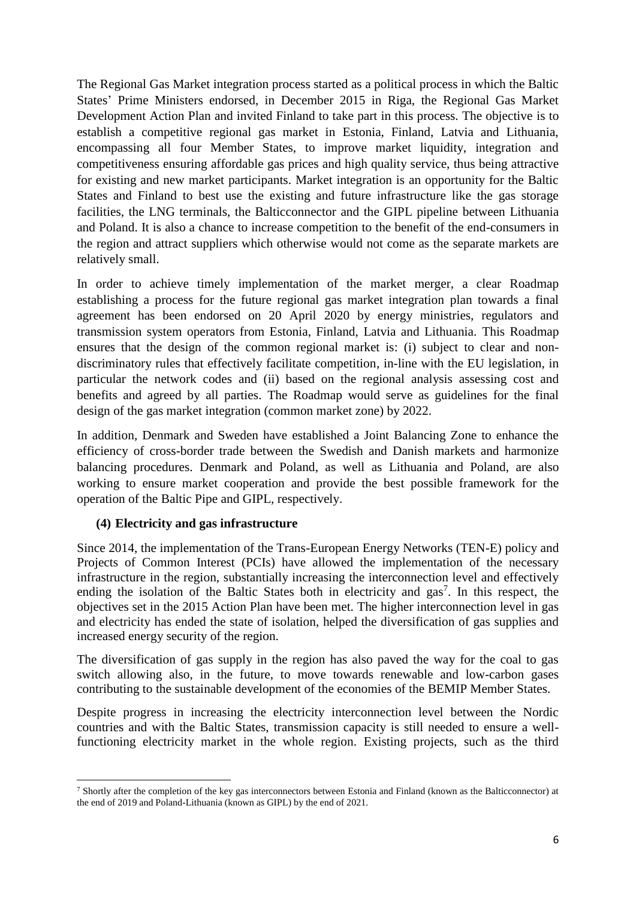The Regional Gas Market integration process started as a political process in which the Baltic States' Prime Ministers endorsed, in December 2015 in Riga, the Regional Gas Market Development Action Plan and invited Finland to take part in this process. The objective is to establish a competitive regional gas market in Estonia, Finland, Latvia and Lithuania, encompassing all four Member States, to improve market liquidity, integration and competitiveness ensuring affordable gas prices and high quality service, thus being attractive for existing and new market participants. Market integration is an opportunity for the Baltic States and Finland to best use the existing and future infrastructure like the gas storage facilities, the LNG terminals, the Balticconnector and the GIPL pipeline between Lithuania and Poland. It is also a chance to increase competition to the benefit of the end-consumers in the region and attract suppliers which otherwise would not come as the separate markets are relatively small.

In order to achieve timely implementation of the market merger, a clear Roadmap establishing a process for the future regional gas market integration plan towards a final agreement has been endorsed on 20 April 2020 by energy ministries, regulators and transmission system operators from Estonia, Finland, Latvia and Lithuania. This Roadmap ensures that the design of the common regional market is: (i) subject to clear and non-discriminatory rules that effectively facilitate competition, in-line with the EU legislation, in particular the network codes and (ii) based on the regional analysis assessing cost and benefits and agreed by all parties. The Roadmap would serve as guidelines for the final design of the gas market integration (common market zone) by 2022.

In addition, Denmark and Sweden have established a Joint Balancing Zone to enhance the efficiency of cross-border trade between the Swedish and Danish markets and harmonize balancing procedures. Denmark and Poland, as well as Lithuania and Poland, are also working to ensure market cooperation and provide the best possible framework for the operation of the Baltic Pipe and GIPL, respectively.

### (4) Electricity and gas infrastructure

Since 2014, the implementation of the Trans-European Energy Networks (TEN-E) policy and Projects of Common Interest (PCIs) have allowed the implementation of the necessary infrastructure in the region, substantially increasing the interconnection level and effectively ending the isolation of the Baltic States both in electricity and gas[7]. In this respect, the objectives set in the 2015 Action Plan have been met. The higher interconnection level in gas and electricity has ended the state of isolation, helped the diversification of gas supplies and increased energy security of the region.

The diversification of gas supply in the region has also paved the way for the coal to gas switch allowing also, in the future, to move towards renewable and low-carbon gases contributing to the sustainable development of the economies of the BEMIP Member States.

Despite progress in increasing the electricity interconnection level between the Nordic countries and with the Baltic States, transmission capacity is still needed to ensure a well-functioning electricity market in the whole region. Existing projects, such as the third

---

[7] Shortly after the completion of the key gas interconnectors between Estonia and Finland (known as the Balticconnector) at the end of 2019 and Poland-Lithuania (known as GIPL) by the end of 2021.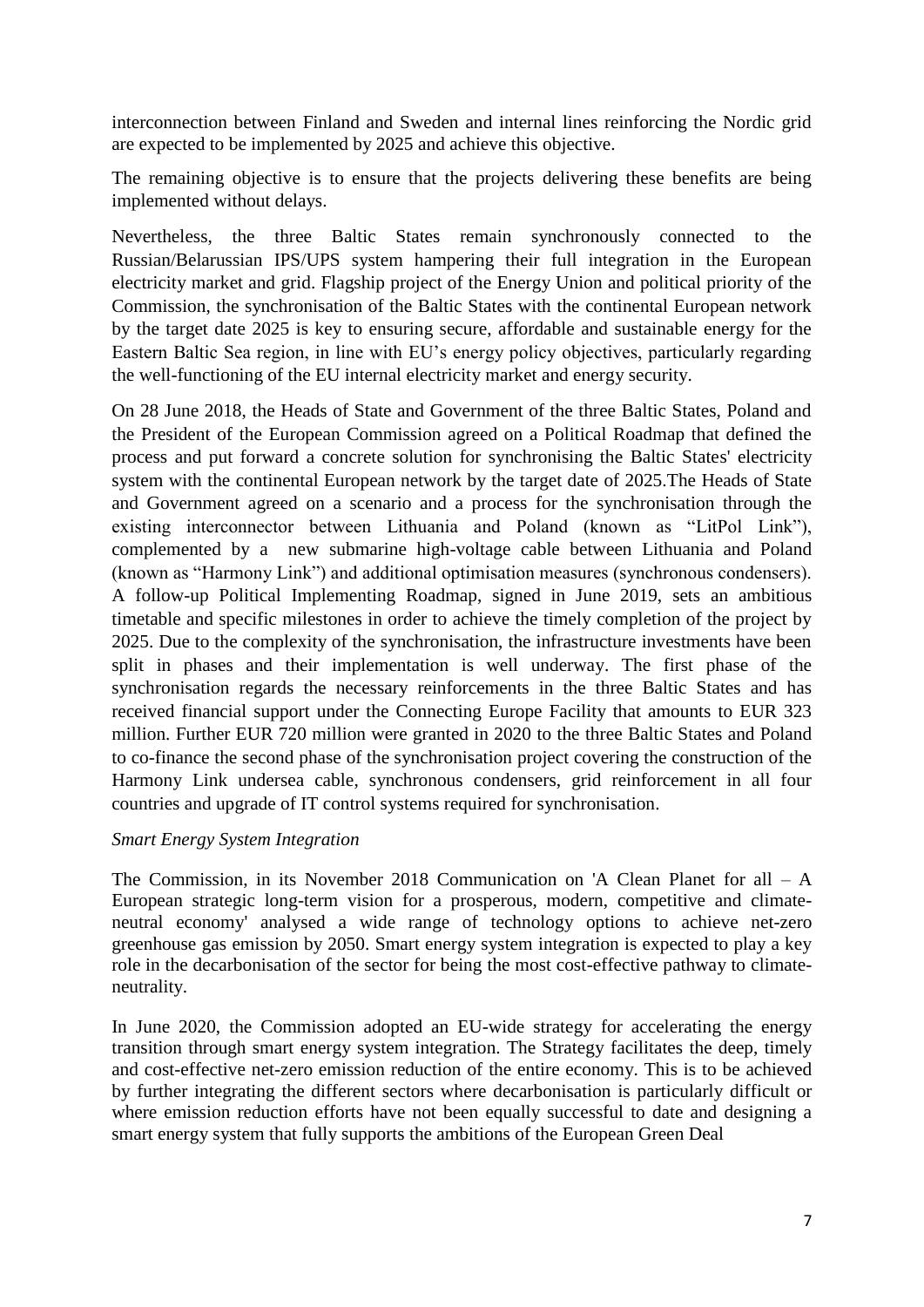interconnection between Finland and Sweden and internal lines reinforcing the Nordic grid are expected to be implemented by 2025 and achieve this objective.

The remaining objective is to ensure that the projects delivering these benefits are being implemented without delays.

Nevertheless, the three Baltic States remain synchronously connected to the Russian/Belarussian IPS/UPS system hampering their full integration in the European electricity market and grid. Flagship project of the Energy Union and political priority of the Commission, the synchronisation of the Baltic States with the continental European network by the target date 2025 is key to ensuring secure, affordable and sustainable energy for the Eastern Baltic Sea region, in line with EU's energy policy objectives, particularly regarding the well-functioning of the EU internal electricity market and energy security.

On 28 June 2018, the Heads of State and Government of the three Baltic States, Poland and the President of the European Commission agreed on a Political Roadmap that defined the process and put forward a concrete solution for synchronising the Baltic States' electricity system with the continental European network by the target date of 2025.The Heads of State and Government agreed on a scenario and a process for the synchronisation through the existing interconnector between Lithuania and Poland (known as "LitPol Link"), complemented by a new submarine high-voltage cable between Lithuania and Poland (known as "Harmony Link") and additional optimisation measures (synchronous condensers). A follow-up Political Implementing Roadmap, signed in June 2019, sets an ambitious timetable and specific milestones in order to achieve the timely completion of the project by 2025. Due to the complexity of the synchronisation, the infrastructure investments have been split in phases and their implementation is well underway. The first phase of the synchronisation regards the necessary reinforcements in the three Baltic States and has received financial support under the Connecting Europe Facility that amounts to EUR 323 million. Further EUR 720 million were granted in 2020 to the three Baltic States and Poland to co-finance the second phase of the synchronisation project covering the construction of the Harmony Link undersea cable, synchronous condensers, grid reinforcement in all four countries and upgrade of IT control systems required for synchronisation.

*Smart Energy System Integration*

The Commission, in its November 2018 Communication on 'A Clean Planet for all – A European strategic long-term vision for a prosperous, modern, competitive and climate-neutral economy' analysed a wide range of technology options to achieve net-zero greenhouse gas emission by 2050. Smart energy system integration is expected to play a key role in the decarbonisation of the sector for being the most cost-effective pathway to climate-neutrality.

In June 2020, the Commission adopted an EU-wide strategy for accelerating the energy transition through smart energy system integration. The Strategy facilitates the deep, timely and cost-effective net-zero emission reduction of the entire economy. This is to be achieved by further integrating the different sectors where decarbonisation is particularly difficult or where emission reduction efforts have not been equally successful to date and designing a smart energy system that fully supports the ambitions of the European Green Deal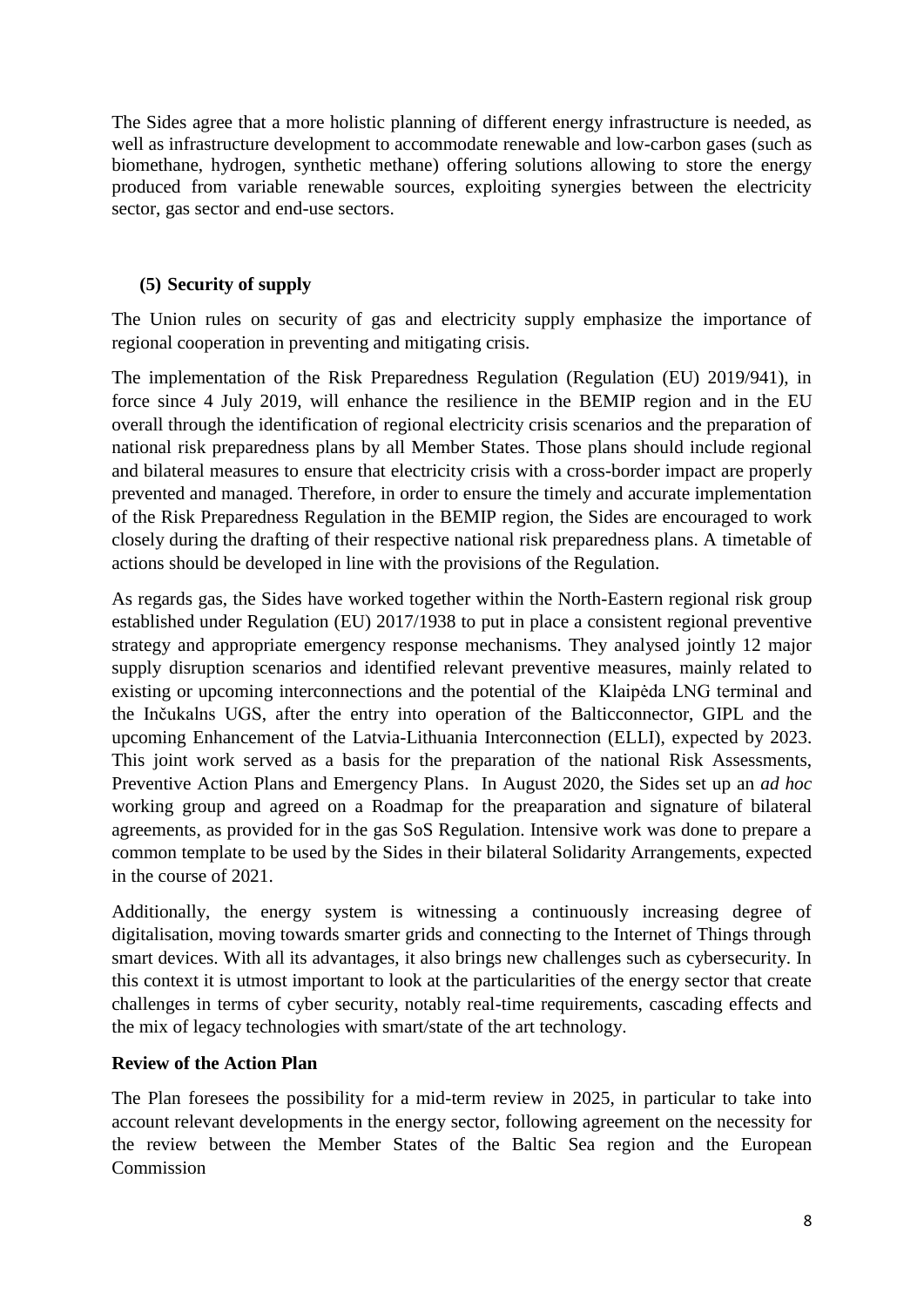The Sides agree that a more holistic planning of different energy infrastructure is needed, as well as infrastructure development to accommodate renewable and low-carbon gases (such as biomethane, hydrogen, synthetic methane) offering solutions allowing to store the energy produced from variable renewable sources, exploiting synergies between the electricity sector, gas sector and end-use sectors.

### (5) Security of supply

The Union rules on security of gas and electricity supply emphasize the importance of regional cooperation in preventing and mitigating crisis.

The implementation of the Risk Preparedness Regulation (Regulation (EU) 2019/941), in force since 4 July 2019, will enhance the resilience in the BEMIP region and in the EU overall through the identification of regional electricity crisis scenarios and the preparation of national risk preparedness plans by all Member States. Those plans should include regional and bilateral measures to ensure that electricity crisis with a cross-border impact are properly prevented and managed. Therefore, in order to ensure the timely and accurate implementation of the Risk Preparedness Regulation in the BEMIP region, the Sides are encouraged to work closely during the drafting of their respective national risk preparedness plans. A timetable of actions should be developed in line with the provisions of the Regulation.

As regards gas, the Sides have worked together within the North-Eastern regional risk group established under Regulation (EU) 2017/1938 to put in place a consistent regional preventive strategy and appropriate emergency response mechanisms. They analysed jointly 12 major supply disruption scenarios and identified relevant preventive measures, mainly related to existing or upcoming interconnections and the potential of the Klaipėda LNG terminal and the Inčukalns UGS, after the entry into operation of the Balticconnector, GIPL and the upcoming Enhancement of the Latvia-Lithuania Interconnection (ELLI), expected by 2023. This joint work served as a basis for the preparation of the national Risk Assessments, Preventive Action Plans and Emergency Plans. In August 2020, the Sides set up an *ad hoc* working group and agreed on a Roadmap for the preaparation and signature of bilateral agreements, as provided for in the gas SoS Regulation. Intensive work was done to prepare a common template to be used by the Sides in their bilateral Solidarity Arrangements, expected in the course of 2021.

Additionally, the energy system is witnessing a continuously increasing degree of digitalisation, moving towards smarter grids and connecting to the Internet of Things through smart devices. With all its advantages, it also brings new challenges such as cybersecurity. In this context it is utmost important to look at the particularities of the energy sector that create challenges in terms of cyber security, notably real-time requirements, cascading effects and the mix of legacy technologies with smart/state of the art technology.

**Review of the Action Plan**

The Plan foresees the possibility for a mid-term review in 2025, in particular to take into account relevant developments in the energy sector, following agreement on the necessity for the review between the Member States of the Baltic Sea region and the European Commission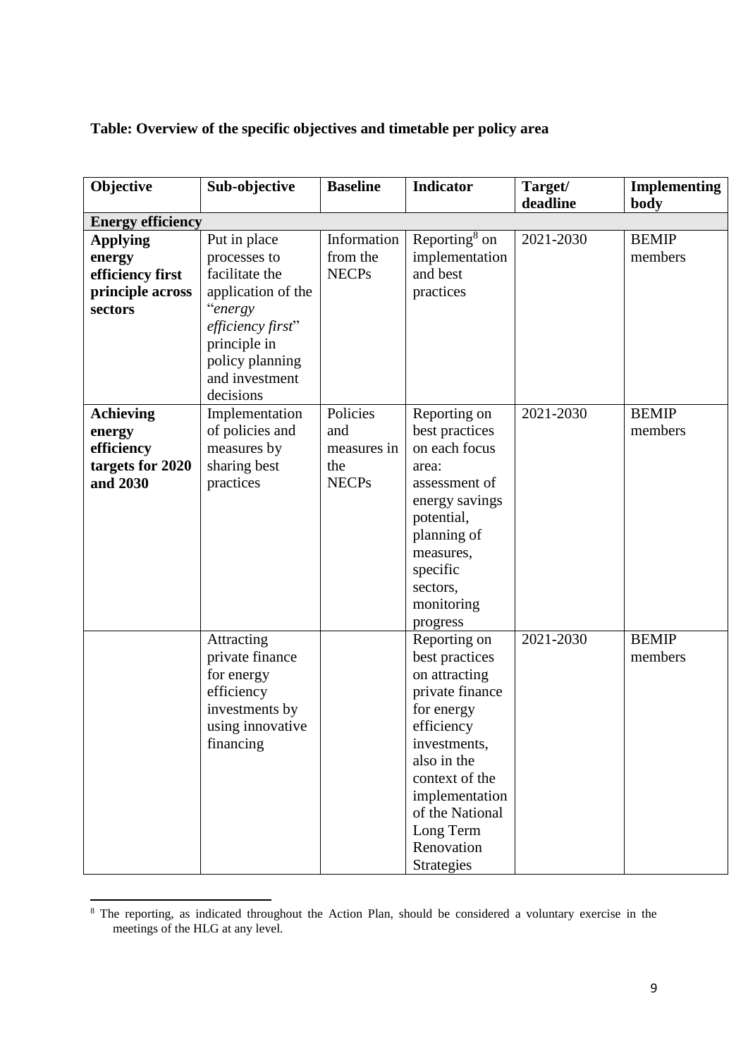**Table: Overview of the specific objectives and timetable per policy area**

| Objective | Sub-objective | Baseline | Indicator | Target/ deadline | Implementing body |
|---|---|---|---|---|---|
| **Energy efficiency** | | | | | |
| **Applying energy efficiency first principle across sectors** | Put in place processes to facilitate the application of the "*energy efficiency first*" principle in policy planning and investment decisions | Information from the NECPs | Reporting[8] on implementation and best practices | 2021-2030 | BEMIP members |
| **Achieving energy efficiency targets for 2020 and 2030** | Implementation of policies and measures by sharing best practices | Policies and measures in the NECPs | Reporting on best practices on each focus area: assessment of energy savings potential, planning of measures, specific sectors, monitoring progress | 2021-2030 | BEMIP members |
| | Attracting private finance for energy efficiency investments by using innovative financing | | Reporting on best practices on attracting private finance for energy efficiency investments, also in the context of the implementation of the National Long Term Renovation Strategies | 2021-2030 | BEMIP members |

[8] The reporting, as indicated throughout the Action Plan, should be considered a voluntary exercise in the meetings of the HLG at any level.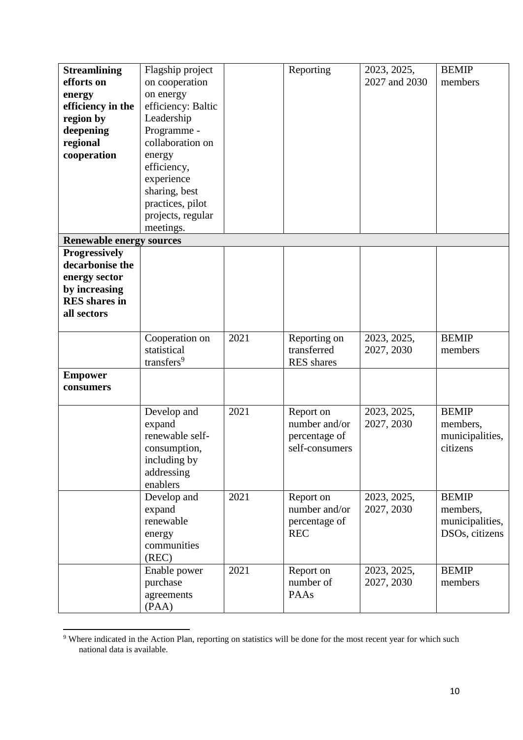| | | | | | |
|---|---|---|---|---|---|
| **Streamlining efforts on energy efficiency in the region by deepening regional cooperation** | Flagship project on cooperation on energy efficiency: Baltic Leadership Programme - collaboration on energy efficiency, experience sharing, best practices, pilot projects, regular meetings. | | Reporting | 2023, 2025, 2027 and 2030 | BEMIP members |
| **Renewable energy sources** | | | | | |
| **Progressively decarbonise the energy sector by increasing RES shares in all sectors** | | | | | |
| | Cooperation on statistical transfers[9] | 2021 | Reporting on transferred RES shares | 2023, 2025, 2027, 2030 | BEMIP members |
| **Empower consumers** | | | | | |
| | Develop and expand renewable self-consumption, including by addressing enablers | 2021 | Report on number and/or percentage of self-consumers | 2023, 2025, 2027, 2030 | BEMIP members, municipalities, citizens |
| | Develop and expand renewable energy communities (REC) | 2021 | Report on number and/or percentage of REC | 2023, 2025, 2027, 2030 | BEMIP members, municipalities, DSOs, citizens |
| | Enable power purchase agreements (PAA) | 2021 | Report on number of PAAs | 2023, 2025, 2027, 2030 | BEMIP members |

[9] Where indicated in the Action Plan, reporting on statistics will be done for the most recent year for which such national data is available.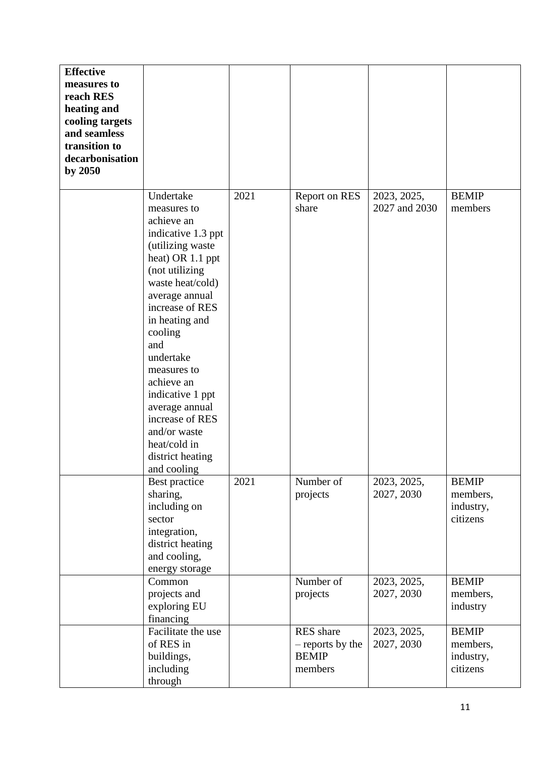| **Effective measures to reach RES heating and cooling targets and seamless transition to decarbonisation by 2050** | | | | | |
|---|---|---|---|---|---|
| | Undertake measures to achieve an indicative 1.3 ppt (utilizing waste heat) OR 1.1 ppt (not utilizing waste heat/cold) average annual increase of RES in heating and cooling and undertake measures to achieve an indicative 1 ppt average annual increase of RES and/or waste heat/cold in district heating and cooling | 2021 | Report on RES share | 2023, 2025, 2027 and 2030 | BEMIP members |
| | Best practice sharing, including on sector integration, district heating and cooling, energy storage | 2021 | Number of projects | 2023, 2025, 2027, 2030 | BEMIP members, industry, citizens |
| | Common projects and exploring EU financing | | Number of projects | 2023, 2025, 2027, 2030 | BEMIP members, industry |
| | Facilitate the use of RES in buildings, including through | | RES share – reports by the BEMIP members | 2023, 2025, 2027, 2030 | BEMIP members, industry, citizens |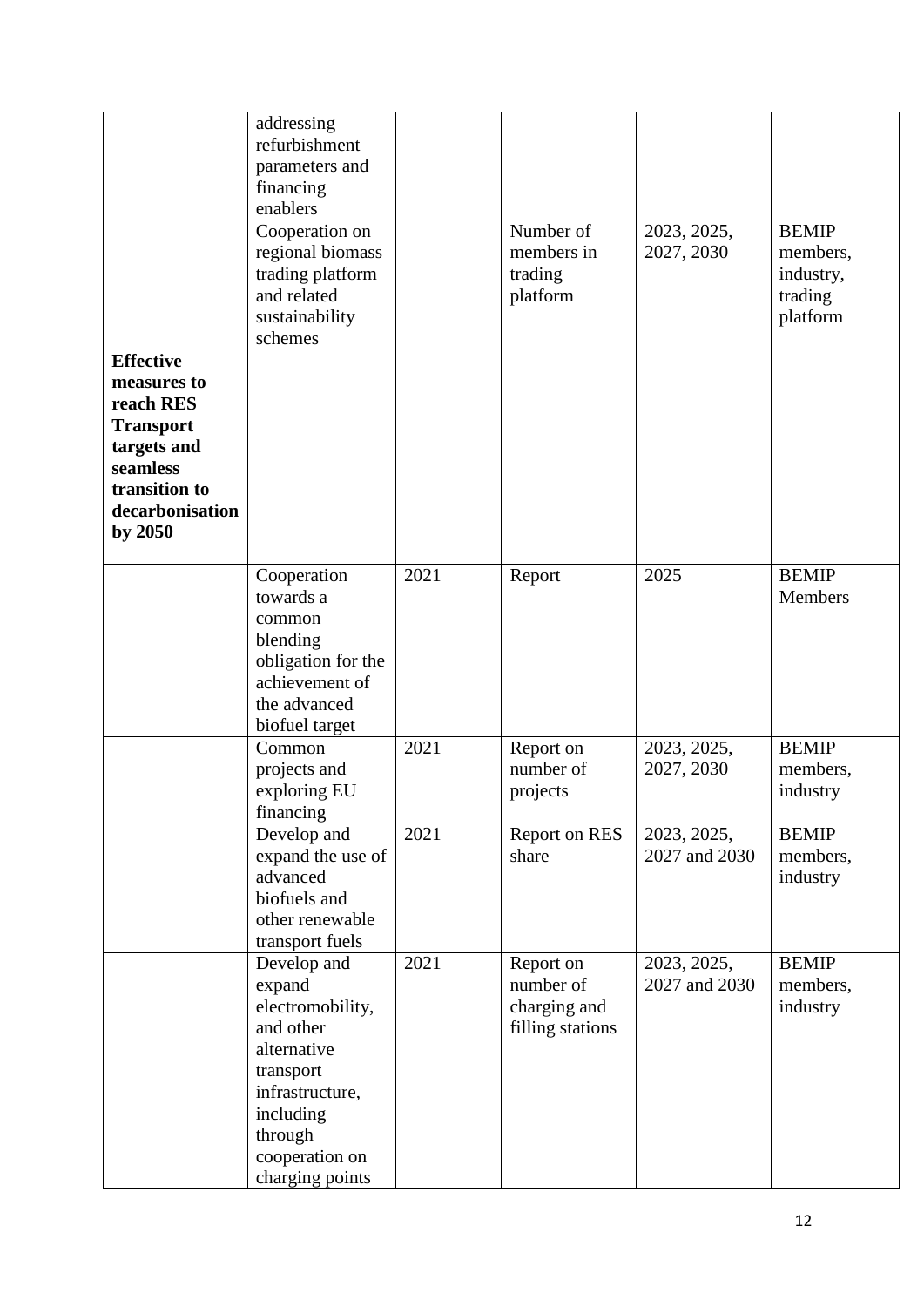| | | | | | |
|---|---|---|---|---|---|
| | addressing refurbishment parameters and financing enablers | | | | |
| | Cooperation on regional biomass trading platform and related sustainability schemes | | Number of members in trading platform | 2023, 2025, 2027, 2030 | BEMIP members, industry, trading platform |
| **Effective measures to reach RES Transport targets and seamless transition to decarbonisation by 2050** | | | | | |
| | Cooperation towards a common blending obligation for the achievement of the advanced biofuel target | 2021 | Report | 2025 | BEMIP Members |
| | Common projects and exploring EU financing | 2021 | Report on number of projects | 2023, 2025, 2027, 2030 | BEMIP members, industry |
| | Develop and expand the use of advanced biofuels and other renewable transport fuels | 2021 | Report on RES share | 2023, 2025, 2027 and 2030 | BEMIP members, industry |
| | Develop and expand electromobility, and other alternative transport infrastructure, including through cooperation on charging points | 2021 | Report on number of charging and filling stations | 2023, 2025, 2027 and 2030 | BEMIP members, industry |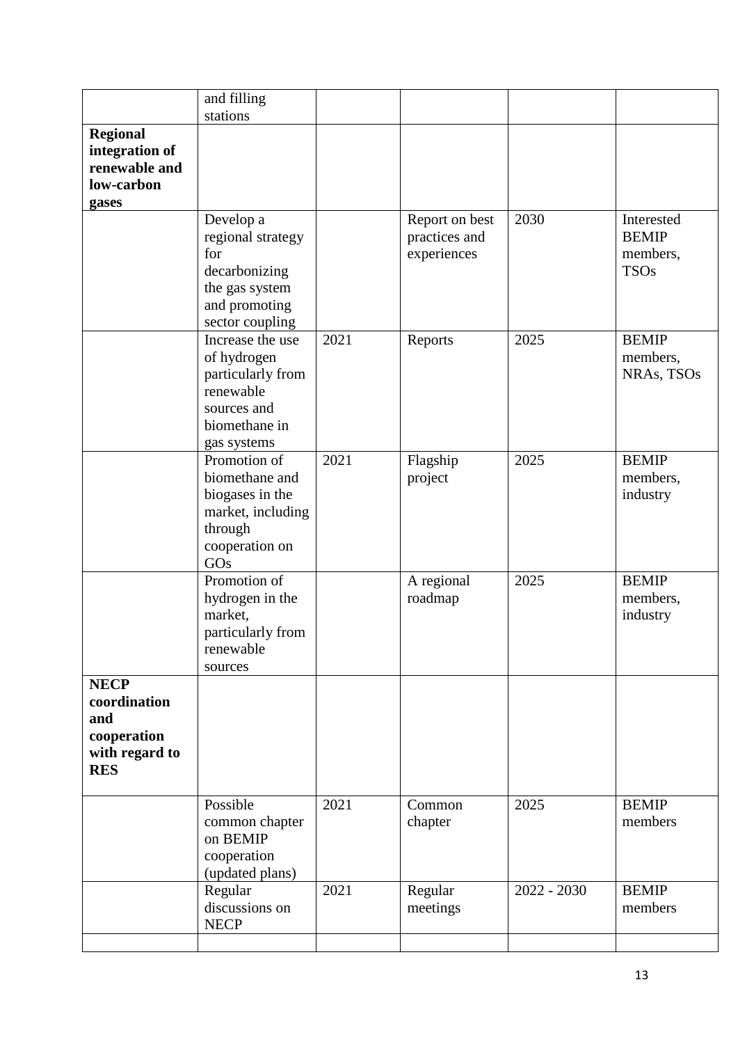| | | | | | |
|---|---|---|---|---|---|
| | and filling stations | | | | |
| **Regional integration of renewable and low-carbon gases** | | | | | |
| | Develop a regional strategy for decarbonizing the gas system and promoting sector coupling | | Report on best practices and experiences | 2030 | Interested BEMIP members, TSOs |
| | Increase the use of hydrogen particularly from renewable sources and biomethane in gas systems | 2021 | Reports | 2025 | BEMIP members, NRAs, TSOs |
| | Promotion of biomethane and biogases in the market, including through cooperation on GOs | 2021 | Flagship project | 2025 | BEMIP members, industry |
| | Promotion of hydrogen in the market, particularly from renewable sources | | A regional roadmap | 2025 | BEMIP members, industry |
| **NECP coordination and cooperation with regard to RES** | | | | | |
| | Possible common chapter on BEMIP cooperation (updated plans) | 2021 | Common chapter | 2025 | BEMIP members |
| | Regular discussions on NECP | 2021 | Regular meetings | 2022 - 2030 | BEMIP members |
| | | | | | |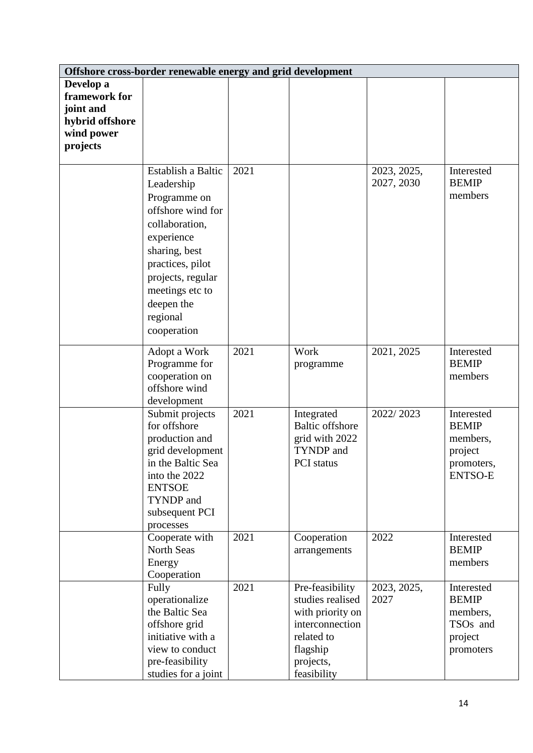| Offshore cross-border renewable energy and grid development | | | | | |
|---|---|---|---|---|---|
| **Develop a framework for joint and hybrid offshore wind power projects** | | | | | |
| | Establish a Baltic Leadership Programme on offshore wind for collaboration, experience sharing, best practices, pilot projects, regular meetings etc to deepen the regional cooperation | 2021 | | 2023, 2025, 2027, 2030 | Interested BEMIP members |
| | Adopt a Work Programme for cooperation on offshore wind development | 2021 | Work programme | 2021, 2025 | Interested BEMIP members |
| | Submit projects for offshore production and grid development in the Baltic Sea into the 2022 ENTSOE TYNDP and subsequent PCI processes | 2021 | Integrated Baltic offshore grid with 2022 TYNDP and PCI status | 2022/ 2023 | Interested BEMIP members, project promoters, ENTSO-E |
| | Cooperate with North Seas Energy Cooperation | 2021 | Cooperation arrangements | 2022 | Interested BEMIP members |
| | Fully operationalize the Baltic Sea offshore grid initiative with a view to conduct pre-feasibility studies for a joint | 2021 | Pre-feasibility studies realised with priority on interconnection related to flagship projects, feasibility | 2023, 2025, 2027 | Interested BEMIP members, TSOs and project promoters |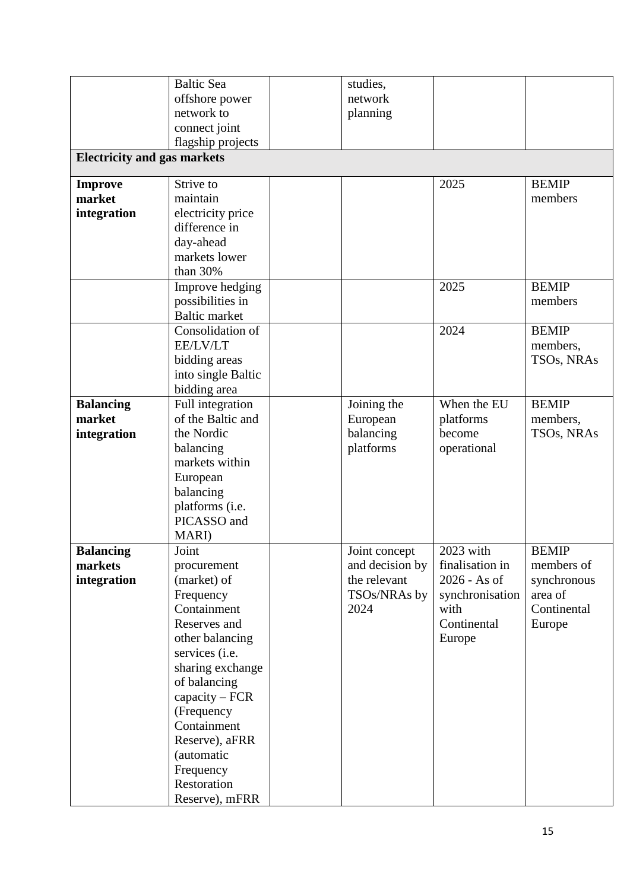| | | | | | |
|---|---|---|---|---|---|
| | Baltic Sea offshore power network to connect joint flagship projects | | studies, network planning | | |
| **Electricity and gas markets** | | | | | |
| **Improve market integration** | Strive to maintain electricity price difference in day-ahead markets lower than 30% | | | 2025 | BEMIP members |
| | Improve hedging possibilities in Baltic market | | | 2025 | BEMIP members |
| | Consolidation of EE/LV/LT bidding areas into single Baltic bidding area | | | 2024 | BEMIP members, TSOs, NRAs |
| **Balancing market integration** | Full integration of the Baltic and the Nordic balancing markets within European balancing platforms (i.e. PICASSO and MARI) | | Joining the European balancing platforms | When the EU platforms become operational | BEMIP members, TSOs, NRAs |
| **Balancing markets integration** | Joint procurement (market) of Frequency Containment Reserves and other balancing services (i.e. sharing exchange of balancing capacity – FCR (Frequency Containment Reserve), aFRR (automatic Frequency Restoration Reserve), mFRR | | Joint concept and decision by the relevant TSOs/NRAs by 2024 | 2023 with finalisation in 2026 - As of synchronisation with Continental Europe | BEMIP members of synchronous area of Continental Europe |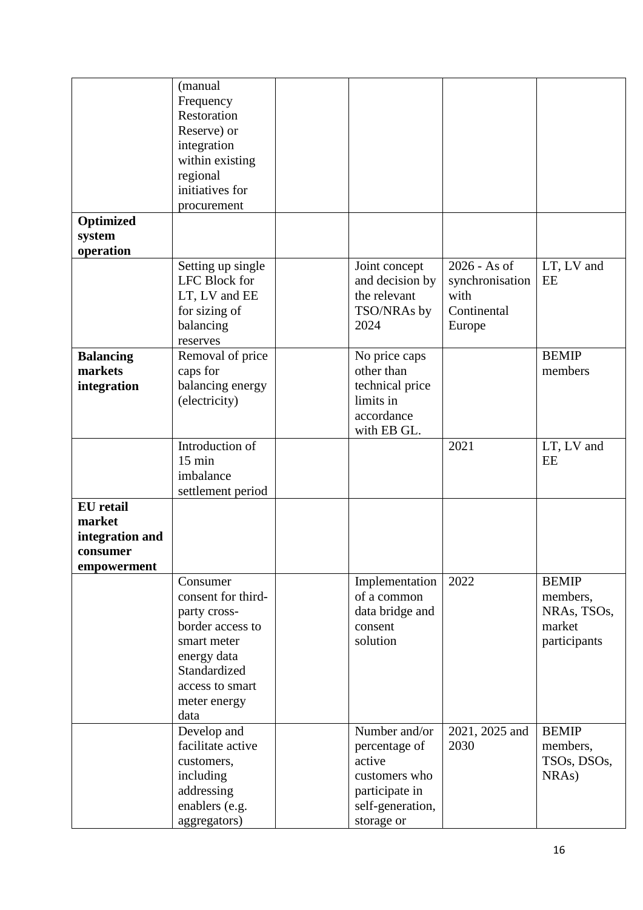| | | | | | |
|---|---|---|---|---|---|
| | (manual Frequency Restoration Reserve) or integration within existing regional initiatives for procurement | | | | |
| **Optimized system operation** | | | | | |
| | Setting up single LFC Block for LT, LV and EE for sizing of balancing reserves | | Joint concept and decision by the relevant TSO/NRAs by 2024 | 2026 - As of synchronisation with Continental Europe | LT, LV and EE |
| **Balancing markets integration** | Removal of price caps for balancing energy (electricity) | | No price caps other than technical price limits in accordance with EB GL. | | BEMIP members |
| | Introduction of 15 min imbalance settlement period | | | 2021 | LT, LV and EE |
| **EU retail market integration and consumer empowerment** | | | | | |
| | Consumer consent for third-party cross-border access to smart meter energy data Standardized access to smart meter energy data | | Implementation of a common data bridge and consent solution | 2022 | BEMIP members, NRAs, TSOs, market participants |
| | Develop and facilitate active customers, including addressing enablers (e.g. aggregators) | | Number and/or percentage of active customers who participate in self-generation, storage or | 2021, 2025 and 2030 | BEMIP members, TSOs, DSOs, NRAs) |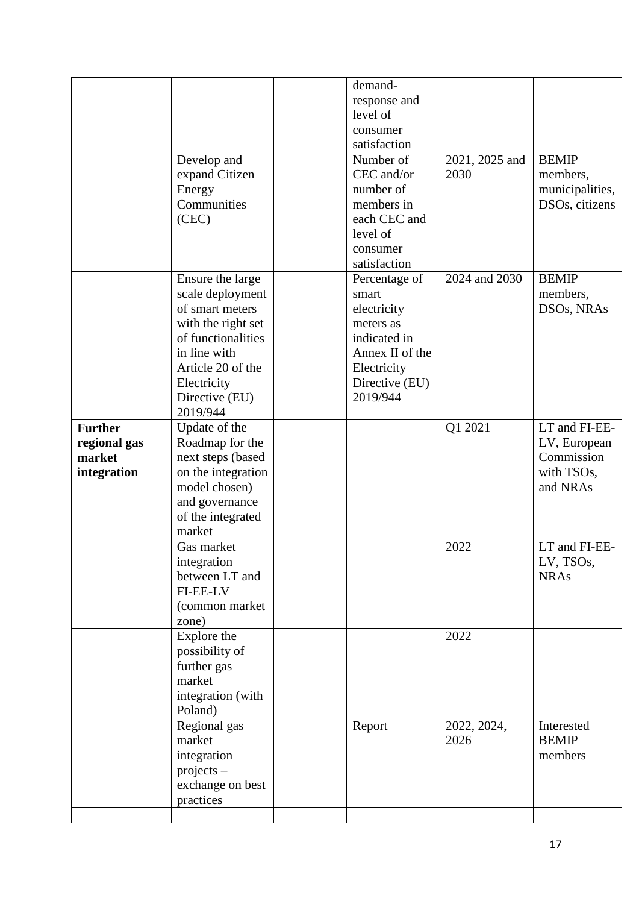| | | | | | |
|---|---|---|---|---|---|
| | | | demand-response and level of consumer satisfaction | | |
| | Develop and expand Citizen Energy Communities (CEC) | | Number of CEC and/or number of members in each CEC and level of consumer satisfaction | 2021, 2025 and 2030 | BEMIP members, municipalities, DSOs, citizens |
| | Ensure the large scale deployment of smart meters with the right set of functionalities in line with Article 20 of the Electricity Directive (EU) 2019/944 | | Percentage of smart electricity meters as indicated in Annex II of the Electricity Directive (EU) 2019/944 | 2024 and 2030 | BEMIP members, DSOs, NRAs |
| **Further regional gas market integration** | Update of the Roadmap for the next steps (based on the integration model chosen) and governance of the integrated market | | | Q1 2021 | LT and FI-EE-LV, European Commission with TSOs, and NRAs |
| | Gas market integration between LT and FI-EE-LV (common market zone) | | | 2022 | LT and FI-EE-LV, TSOs, NRAs |
| | Explore the possibility of further gas market integration (with Poland) | | | 2022 | |
| | Regional gas market integration projects – exchange on best practices | | Report | 2022, 2024, 2026 | Interested BEMIP members |
| | | | | | |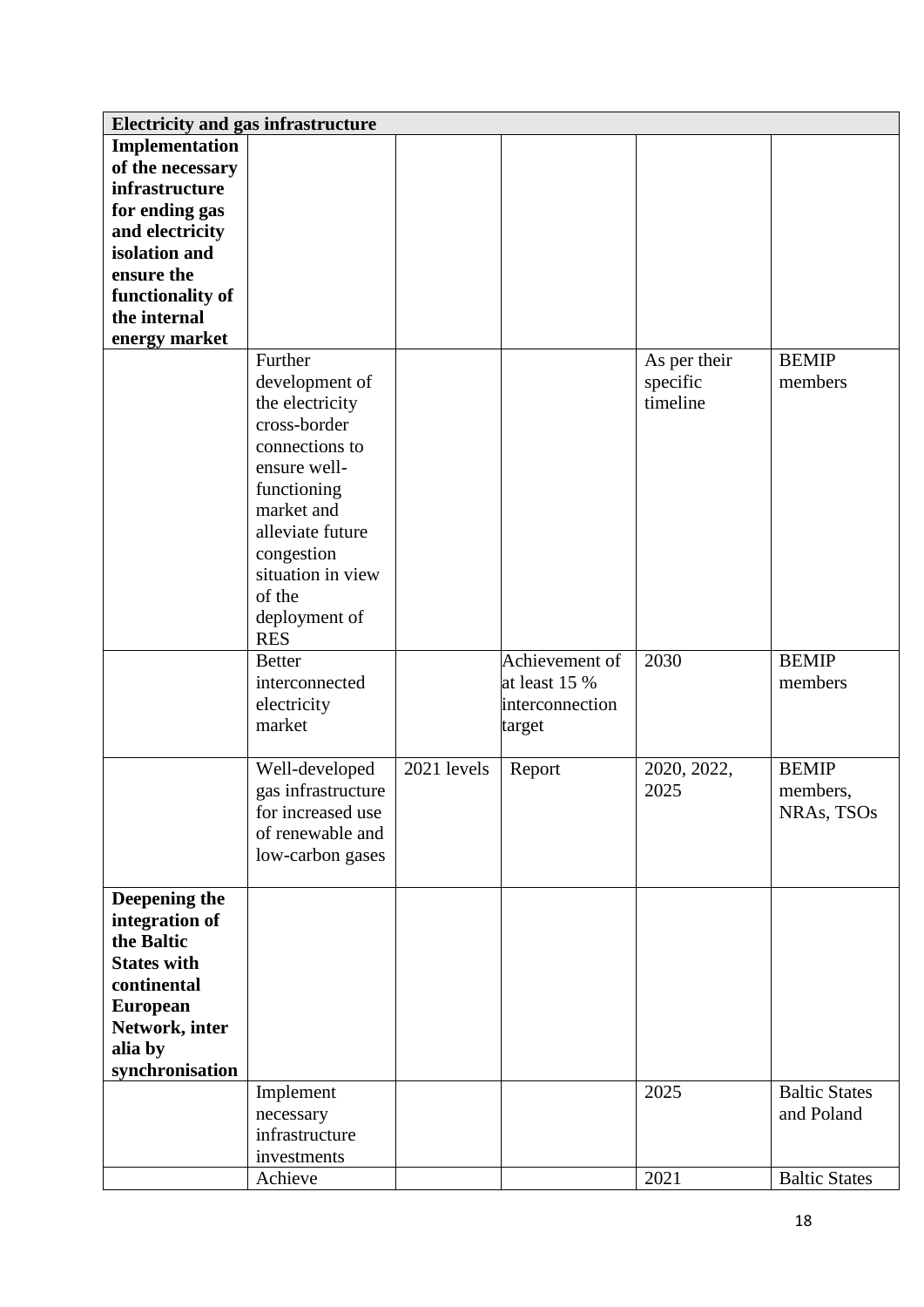| Electricity and gas infrastructure | | | | | |
|---|---|---|---|---|---|
| **Implementation of the necessary infrastructure for ending gas and electricity isolation and ensure the functionality of the internal energy market** | | | | | |
| | Further development of the electricity cross-border connections to ensure well-functioning market and alleviate future congestion situation in view of the deployment of RES | | | As per their specific timeline | BEMIP members |
| | Better interconnected electricity market | | Achievement of at least 15 % interconnection target | 2030 | BEMIP members |
| | Well-developed gas infrastructure for increased use of renewable and low-carbon gases | 2021 levels | Report | 2020, 2022, 2025 | BEMIP members, NRAs, TSOs |
| **Deepening the integration of the Baltic States with continental European Network, inter alia by synchronisation** | | | | | |
| | Implement necessary infrastructure investments | | | 2025 | Baltic States and Poland |
| | Achieve | | | 2021 | Baltic States |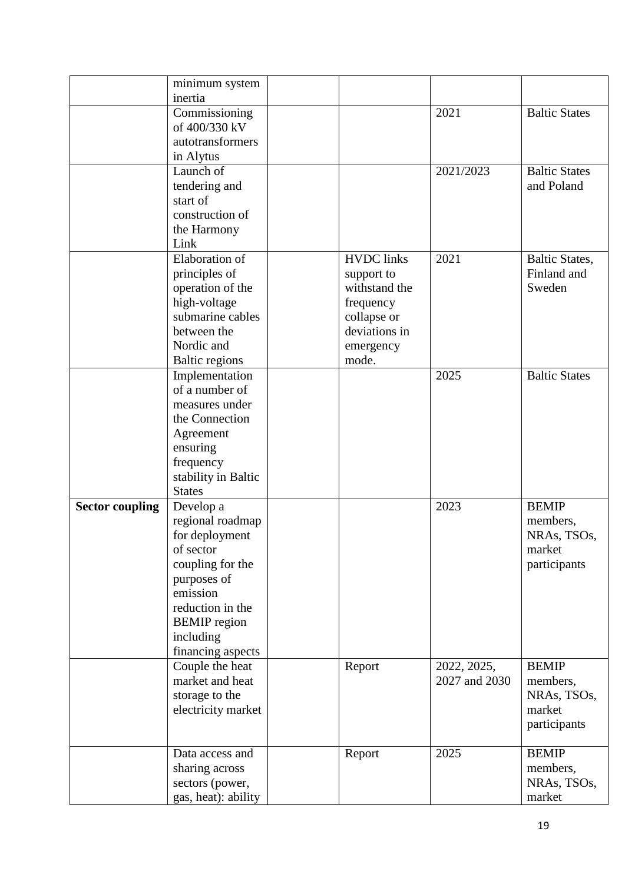| | | | | | |
|---|---|---|---|---|---|
| | minimum system inertia | | | | |
| | Commissioning of 400/330 kV autotransformers in Alytus | | | 2021 | Baltic States |
| | Launch of tendering and start of construction of the Harmony Link | | | 2021/2023 | Baltic States and Poland |
| | Elaboration of principles of operation of the high-voltage submarine cables between the Nordic and Baltic regions | | HVDC links support to withstand the frequency collapse or deviations in emergency mode. | 2021 | Baltic States, Finland and Sweden |
| | Implementation of a number of measures under the Connection Agreement ensuring frequency stability in Baltic States | | | 2025 | Baltic States |
| **Sector coupling** | Develop a regional roadmap for deployment of sector coupling for the purposes of emission reduction in the BEMIP region including financing aspects | | | 2023 | BEMIP members, NRAs, TSOs, market participants |
| | Couple the heat market and heat storage to the electricity market | | Report | 2022, 2025, 2027 and 2030 | BEMIP members, NRAs, TSOs, market participants |
| | Data access and sharing across sectors (power, gas, heat): ability | | Report | 2025 | BEMIP members, NRAs, TSOs, market |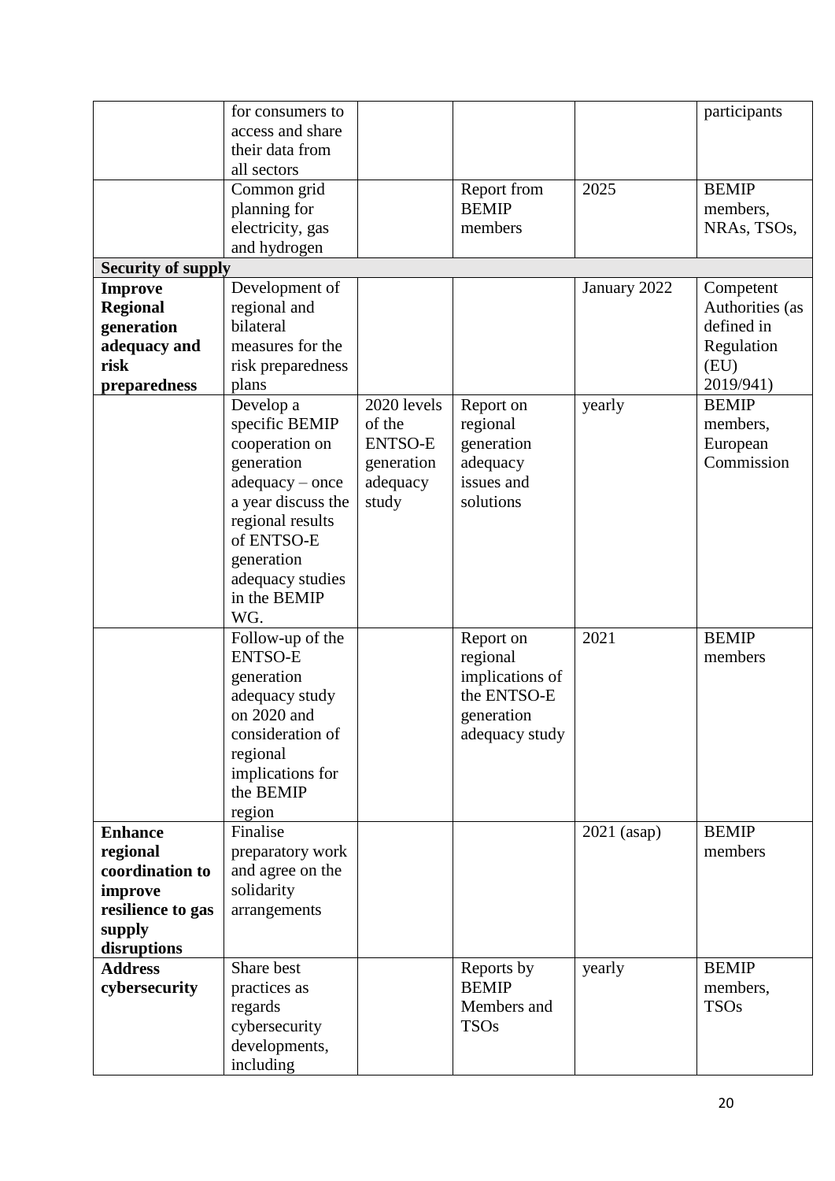| | | | | | |
|---|---|---|---|---|---|
| | for consumers to access and share their data from all sectors | | | | participants |
| | Common grid planning for electricity, gas and hydrogen | | Report from BEMIP members | 2025 | BEMIP members, NRAs, TSOs, |
| **Security of supply** | | | | | |
| **Improve Regional generation adequacy and risk preparedness** | Development of regional and bilateral measures for the risk preparedness plans | | | January 2022 | Competent Authorities (as defined in Regulation (EU) 2019/941) |
| | Develop a specific BEMIP cooperation on generation adequacy – once a year discuss the regional results of ENTSO-E generation adequacy studies in the BEMIP WG. | 2020 levels of the ENTSO-E generation adequacy study | Report on regional generation adequacy issues and solutions | yearly | BEMIP members, European Commission |
| | Follow-up of the ENTSO-E generation adequacy study on 2020 and consideration of regional implications for the BEMIP region | | Report on regional implications of the ENTSO-E generation adequacy study | 2021 | BEMIP members |
| **Enhance regional coordination to improve resilience to gas supply disruptions** | Finalise preparatory work and agree on the solidarity arrangements | | | 2021 (asap) | BEMIP members |
| **Address cybersecurity** | Share best practices as regards cybersecurity developments, including | | Reports by BEMIP Members and TSOs | yearly | BEMIP members, TSOs |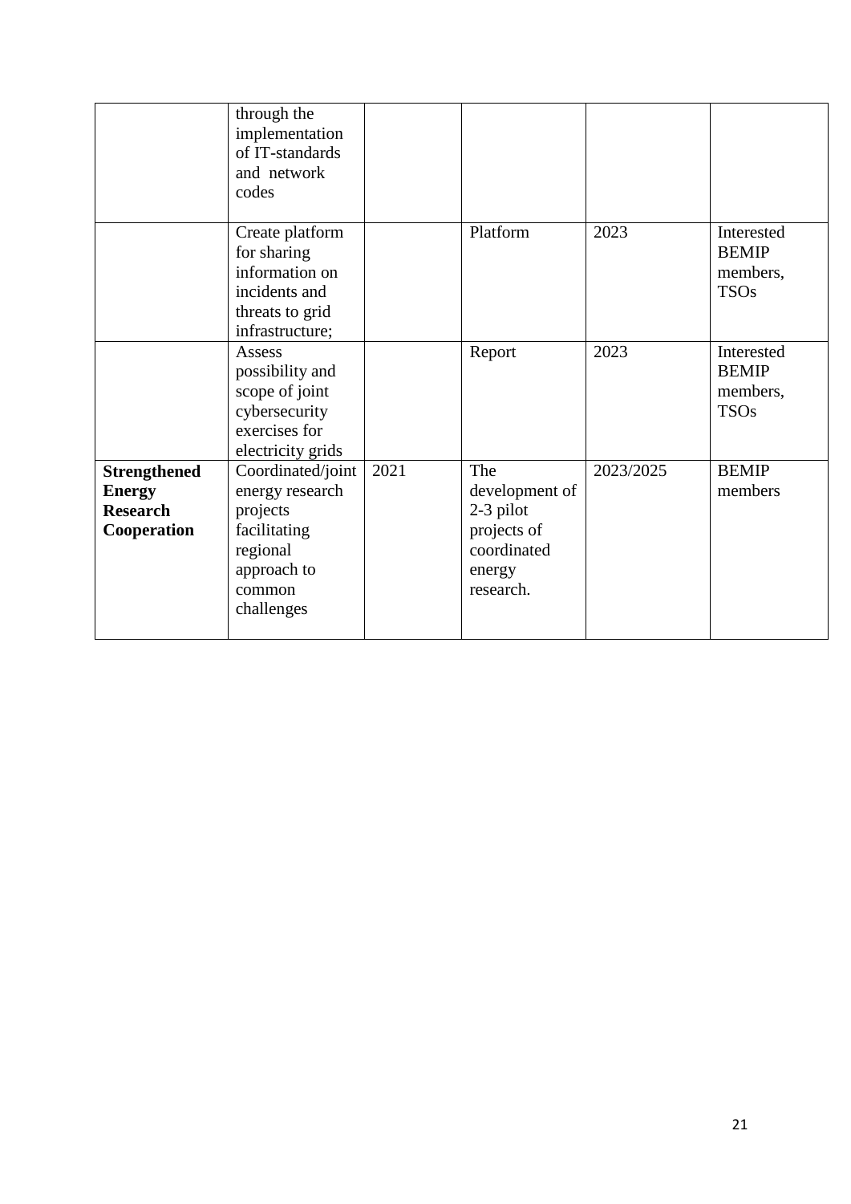| | | | | | |
|---|---|---|---|---|---|
| | through the implementation of IT-standards and network codes | | | | |
| | Create platform for sharing information on incidents and threats to grid infrastructure; | | Platform | 2023 | Interested BEMIP members, TSOs |
| | Assess possibility and scope of joint cybersecurity exercises for electricity grids | | Report | 2023 | Interested BEMIP members, TSOs |
| **Strengthened Energy Research Cooperation** | Coordinated/joint energy research projects facilitating regional approach to common challenges | 2021 | The development of 2-3 pilot projects of coordinated energy research. | 2023/2025 | BEMIP members |